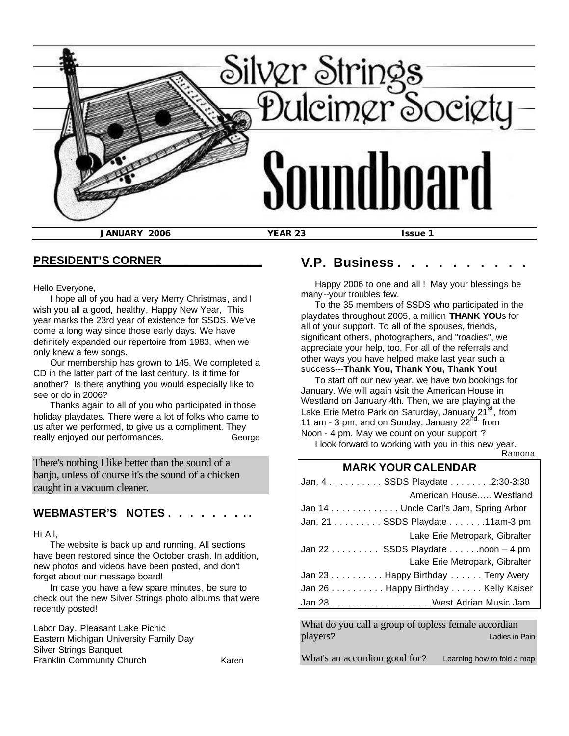# Silver Strings Dulcimer Society

# Soundboard

**JANUARY 2006** | **YEAR 23** | **Issue 1**

## PRESIDENT'S CORNER

Hello Everyone,

I hope all of you had a very Merry Christmas, and I wish you all a good, healthy, Happy New Year, This year marks the 23rd year of existence for SSDS. We've come a long way since those early days. We have definitely expanded our repertoire from 1983, when we only knew a few songs.

Our membership has grown to 145. We completed a CD in the latter part of the last century. Is it time for another? Is there anything you would especially like to see or do in 2006?

Thanks again to all of you who participated in those holiday playdates. There were a lot of folks who came to us after we performed, to give us a compliment. They really enjoyed our performances.

George

There's nothing I like better than the sound of a banjo, unless of course it's the sound of a chicken caught in a vacuum cleaner.

## WEBMASTER'S NOTES . . . . . . . . .

Hi All,

The website is back up and running. All sections have been restored since the October crash. In addition, new photos and videos have been posted, and don't forget about our message board!

In case you have a few spare minutes, be sure to check out the new Silver Strings photo albums that were recently posted!

Labor Day, Pleasant Lake Picnic
Eastern Michigan University Family Day
Silver Strings Banquet
Franklin Community Church

Karen

## V.P. Business . . . . . . . . . .

Happy 2006 to one and all ! May your blessings be many--your troubles few.

To the 35 members of SSDS who participated in the playdates throughout 2005, a million **THANK YOU**s for all of your support. To all of the spouses, friends, significant others, photographers, and "roadies", we appreciate your help, too. For all of the referrals and other ways you have helped make last year such a success---**Thank You, Thank You, Thank You!**

To start off our new year, we have two bookings for January. We will again visit the American House in Westland on January 4th. Then, we are playing at the Lake Erie Metro Park on Saturday, January 21st, from 11 am - 3 pm, and on Sunday, January 22nd, from Noon - 4 pm. May we count on your support ?

I look forward to working with you in this new year.

Ramona

## MARK YOUR CALENDAR

Jan. 4 . . . . . . . . . . SSDS Playdate . . . . . . . .2:30-3:30
American House….. Westland

Jan 14 . . . . . . . . . . . . . Uncle Carl's Jam, Spring Arbor

Jan. 21 . . . . . . . . . SSDS Playdate . . . . . . .11am-3 pm
Lake Erie Metropark, Gibralter

Jan 22 . . . . . . . . . SSDS Playdate . . . . . .noon – 4 pm
Lake Erie Metropark, Gibralter

Jan 23 . . . . . . . . . . Happy Birthday . . . . . . Terry Avery

Jan 26 . . . . . . . . . . Happy Birthday . . . . . . Kelly Kaiser

Jan 28 . . . . . . . . . . . . . . . . . . .West Adrian Music Jam

What do you call a group of topless female accordian players? Ladies in Pain

What's an accordion good for? Learning how to fold a map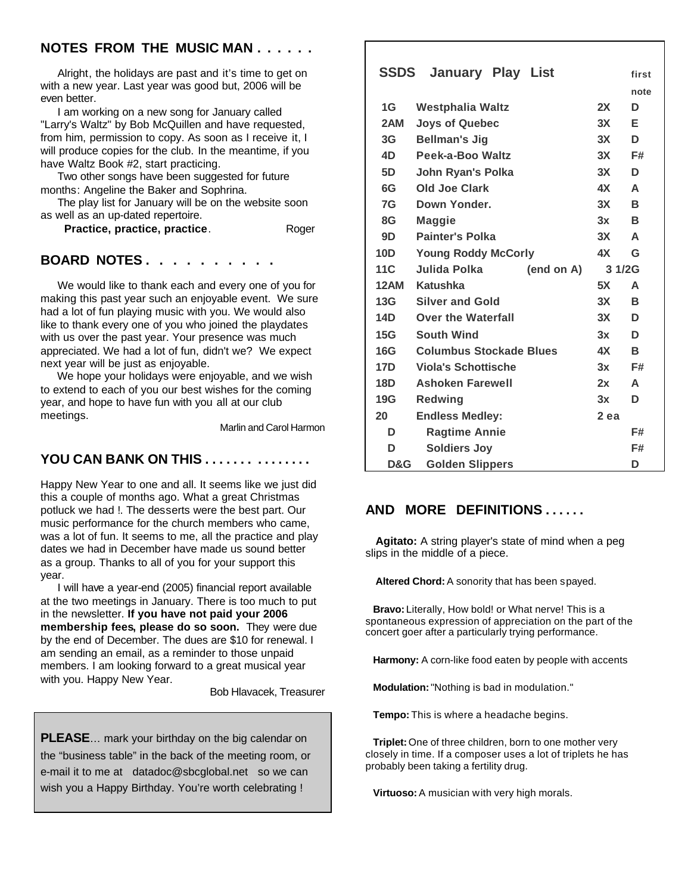## NOTES FROM THE MUSIC MAN . . . . . .

Alright, the holidays are past and it's time to get on with a new year. Last year was good but, 2006 will be even better.

I am working on a new song for January called "Larry's Waltz" by Bob McQuillen and have requested, from him, permission to copy. As soon as I receive it, I will produce copies for the club. In the meantime, if you have Waltz Book #2, start practicing.

Two other songs have been suggested for future months: Angeline the Baker and Sophrina.

The play list for January will be on the website soon as well as an up-dated repertoire.

**Practice, practice, practice**. Roger

## BOARD NOTES . . . . . . . . . .

We would like to thank each and every one of you for making this past year such an enjoyable event. We sure had a lot of fun playing music with you. We would also like to thank every one of you who joined the playdates with us over the past year. Your presence was much appreciated. We had a lot of fun, didn't we? We expect next year will be just as enjoyable.

We hope your holidays were enjoyable, and we wish to extend to each of you our best wishes for the coming year, and hope to have fun with you all at our club meetings.

Marlin and Carol Harmon

## YOU CAN BANK ON THIS . . . . . . . . . . . . . .

Happy New Year to one and all. It seems like we just did this a couple of months ago. What a great Christmas potluck we had !. The desserts were the best part. Our music performance for the church members who came, was a lot of fun. It seems to me, all the practice and play dates we had in December have made us sound better as a group. Thanks to all of you for your support this year.

I will have a year-end (2005) financial report available at the two meetings in January. There is too much to put in the newsletter. **If you have not paid your 2006 membership fees, please do so soon.** They were due by the end of December. The dues are $10 for renewal. I am sending an email, as a reminder to those unpaid members. I am looking forward to a great musical year with you. Happy New Year.

Bob Hlavacek, Treasurer

**PLEASE**… mark your birthday on the big calendar on the "business table" in the back of the meeting room, or e-mail it to me at datadoc@sbcglobal.net so we can wish you a Happy Birthday. You're worth celebrating !

## SSDS January Play List

| | | | first note |
|---|---|---|---|
| 1G | Westphalia Waltz | 2X | D |
| 2AM | Joys of Quebec | 3X | E |
| 3G | Bellman's Jig | 3X | D |
| 4D | Peek-a-Boo Waltz | 3X | F# |
| 5D | John Ryan's Polka | 3X | D |
| 6G | Old Joe Clark | 4X | A |
| 7G | Down Yonder. | 3X | B |
| 8G | Maggie | 3x | B |
| 9D | Painter's Polka | 3X | A |
| 10D | Young Roddy McCorly | 4X | G |
| 11C | Julida Polka (end on A) | 3 1/2 | G |
| 12AM | Katushka | 5X | A |
| 13G | Silver and Gold | 3X | B |
| 14D | Over the Waterfall | 3X | D |
| 15G | South Wind | 3x | D |
| 16G | Columbus Stockade Blues | 4X | B |
| 17D | Viola's Schottische | 3x | F# |
| 18D | Ashoken Farewell | 2x | A |
| 19G | Redwing | 3x | D |
| 20 | Endless Medley: | 2 ea | |
| D | Ragtime Annie | | F# |
| D | Soldiers Joy | | F# |
| D&G | Golden Slippers | | D |

## AND MORE DEFINITIONS . . . . . .

**Agitato:** A string player's state of mind when a peg slips in the middle of a piece.

**Altered Chord:** A sonority that has been spayed.

**Bravo:** Literally, How bold! or What nerve! This is a spontaneous expression of appreciation on the part of the concert goer after a particularly trying performance.

**Harmony:** A corn-like food eaten by people with accents

**Modulation:** "Nothing is bad in modulation."

**Tempo:** This is where a headache begins.

**Triplet:** One of three children, born to one mother very closely in time. If a composer uses a lot of triplets he has probably been taking a fertility drug.

**Virtuoso:** A musician with very high morals.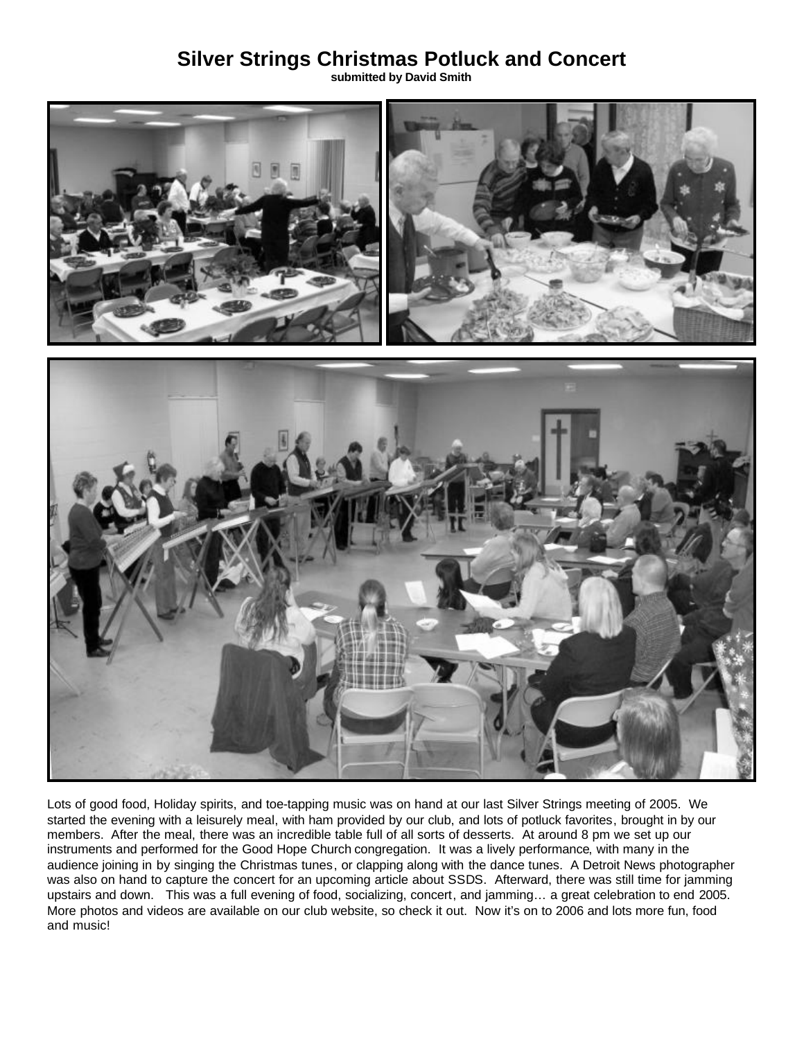# Silver Strings Christmas Potluck and Concert

**submitted by David Smith**

Lots of good food, Holiday spirits, and toe-tapping music was on hand at our last Silver Strings meeting of 2005. We started the evening with a leisurely meal, with ham provided by our club, and lots of potluck favorites, brought in by our members. After the meal, there was an incredible table full of all sorts of desserts. At around 8 pm we set up our instruments and performed for the Good Hope Church congregation. It was a lively performance, with many in the audience joining in by singing the Christmas tunes, or clapping along with the dance tunes. A Detroit News photographer was also on hand to capture the concert for an upcoming article about SSDS. Afterward, there was still time for jamming upstairs and down. This was a full evening of food, socializing, concert, and jamming… a great celebration to end 2005. More photos and videos are available on our club website, so check it out. Now it's on to 2006 and lots more fun, food and music!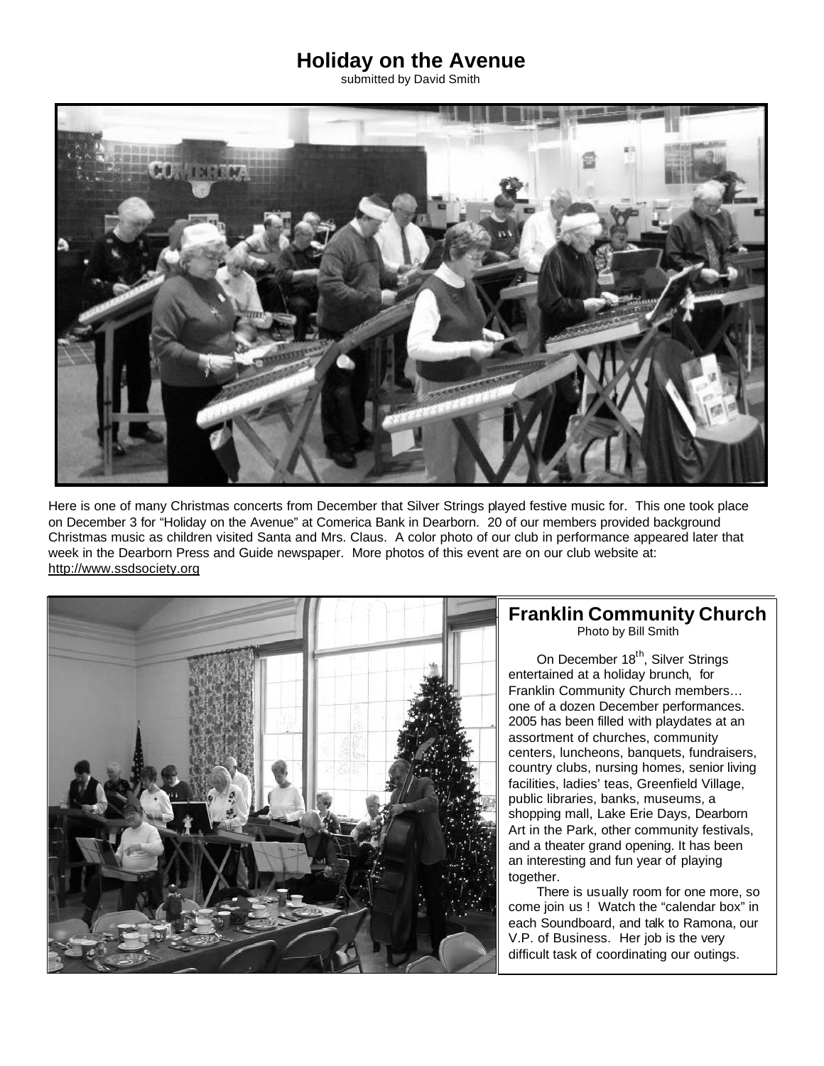# Holiday on the Avenue

submitted by David Smith

Here is one of many Christmas concerts from December that Silver Strings played festive music for. This one took place on December 3 for "Holiday on the Avenue" at Comerica Bank in Dearborn. 20 of our members provided background Christmas music as children visited Santa and Mrs. Claus. A color photo of our club in performance appeared later that week in the Dearborn Press and Guide newspaper. More photos of this event are on our club website at: http://www.ssdsociety.org

## Franklin Community Church

Photo by Bill Smith

On December 18th, Silver Strings entertained at a holiday brunch, for Franklin Community Church members… one of a dozen December performances. 2005 has been filled with playdates at an assortment of churches, community centers, luncheons, banquets, fundraisers, country clubs, nursing homes, senior living facilities, ladies' teas, Greenfield Village, public libraries, banks, museums, a shopping mall, Lake Erie Days, Dearborn Art in the Park, other community festivals, and a theater grand opening. It has been an interesting and fun year of playing together.

There is usually room for one more, so come join us ! Watch the "calendar box" in each Soundboard, and talk to Ramona, our V.P. of Business. Her job is the very difficult task of coordinating our outings.